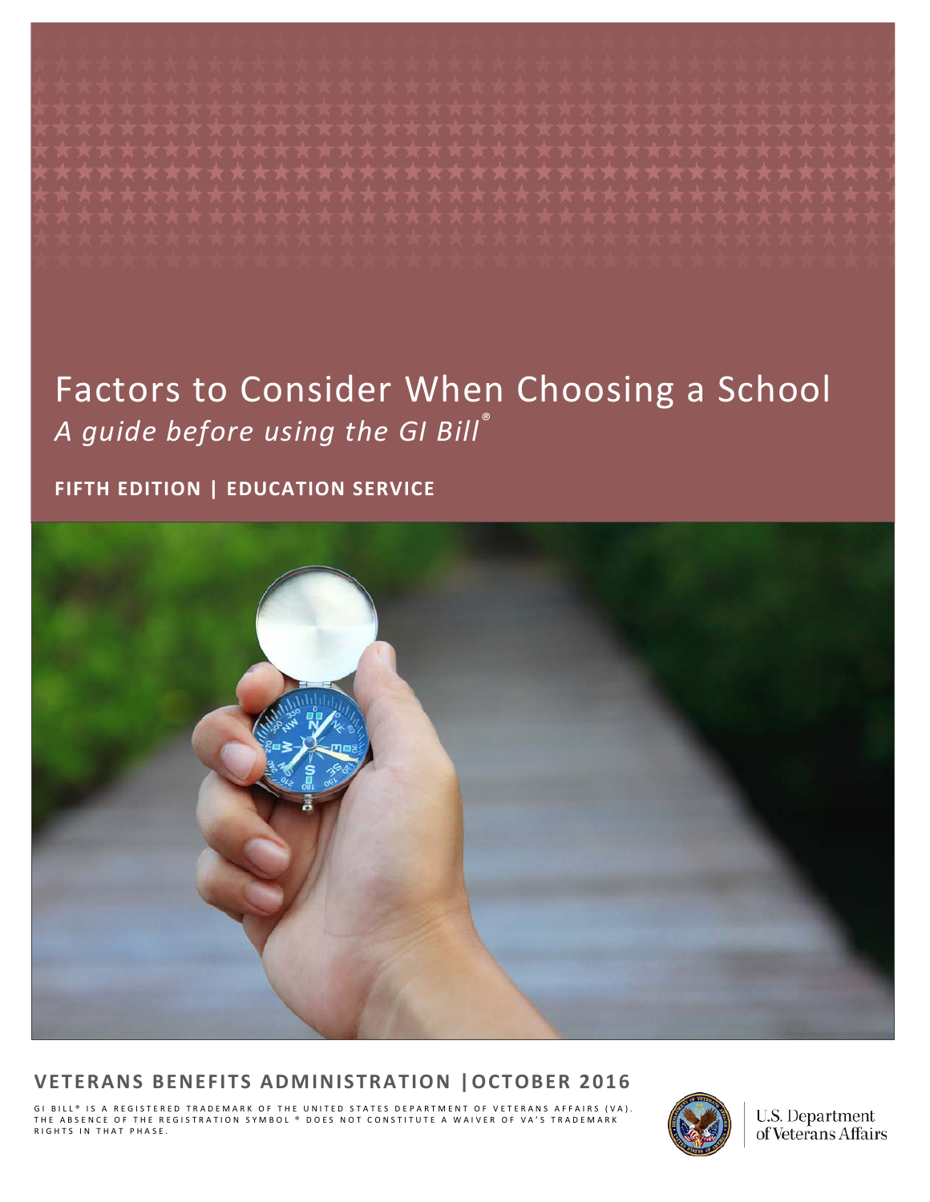# Factors to Consider When Choosing a School

*A guide before using the GI Bill®*

**FIFTH EDITION | EDUCATION SERVICE**

**VETERANS BENEFITS ADMINISTRATION | OCTOBER 2016**

GI BILL® IS A REGISTERED TRADEMARK OF THE UNITED STATES DEPARTMENT OF VETERANS AFFAIRS (VA). THE ABSENCE OF THE REGISTRATION SYMBOL ® DOES NOT CONSTITUTE A WAIVER OF VA'S TRADEMARK RIGHTS IN THAT PHASE.

U.S. Department of Veterans Affairs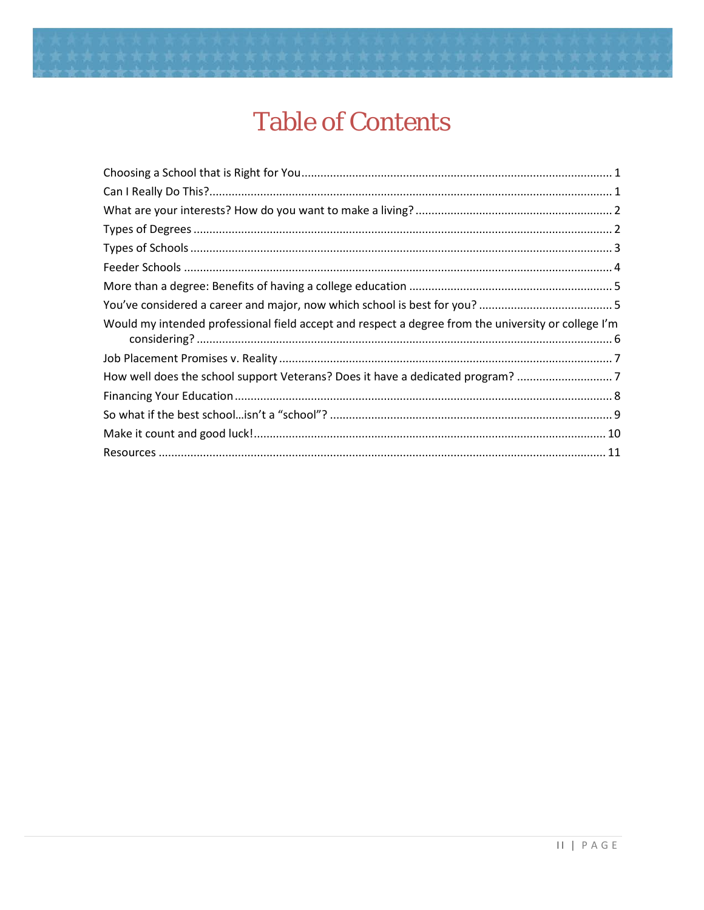# Table of Contents

Choosing a School that is Right for You ........ 1
Can I Really Do This? ........ 1
What are your interests? How do you want to make a living? ........ 2
Types of Degrees ........ 2
Types of Schools ........ 3
Feeder Schools ........ 4
More than a degree: Benefits of having a college education ........ 5
You've considered a career and major, now which school is best for you? ........ 5
Would my intended professional field accept and respect a degree from the university or college I'm considering? ........ 6
Job Placement Promises v. Reality ........ 7
How well does the school support Veterans? Does it have a dedicated program? ........ 7
Financing Your Education ........ 8
So what if the best school…isn't a "school"? ........ 9
Make it count and good luck! ........ 10
Resources ........ 11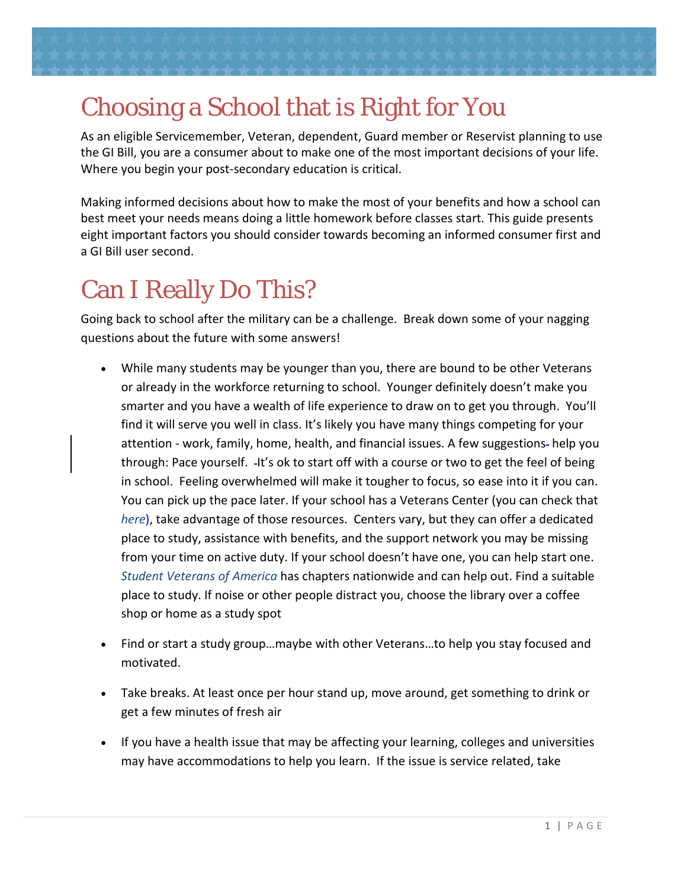# Choosing a School that is Right for You

As an eligible Servicemember, Veteran, dependent, Guard member or Reservist planning to use the GI Bill, you are a consumer about to make one of the most important decisions of your life. Where you begin your post-secondary education is critical.

Making informed decisions about how to make the most of your benefits and how a school can best meet your needs means doing a little homework before classes start. This guide presents eight important factors you should consider towards becoming an informed consumer first and a GI Bill user second.

# Can I Really Do This?

Going back to school after the military can be a challenge. Break down some of your nagging questions about the future with some answers!

- While many students may be younger than you, there are bound to be other Veterans or already in the workforce returning to school. Younger definitely doesn't make you smarter and you have a wealth of life experience to draw on to get you through. You'll find it will serve you well in class. It's likely you have many things competing for your attention - work, family, home, health, and financial issues. A few suggestions help you through: Pace yourself. It's ok to start off with a course or two to get the feel of being in school. Feeling overwhelmed will make it tougher to focus, so ease into it if you can. You can pick up the pace later. If your school has a Veterans Center (you can check that *here*), take advantage of those resources. Centers vary, but they can offer a dedicated place to study, assistance with benefits, and the support network you may be missing from your time on active duty. If your school doesn't have one, you can help start one. *Student Veterans of America* has chapters nationwide and can help out. Find a suitable place to study. If noise or other people distract you, choose the library over a coffee shop or home as a study spot

- Find or start a study group…maybe with other Veterans…to help you stay focused and motivated.

- Take breaks. At least once per hour stand up, move around, get something to drink or get a few minutes of fresh air

- If you have a health issue that may be affecting your learning, colleges and universities may have accommodations to help you learn. If the issue is service related, take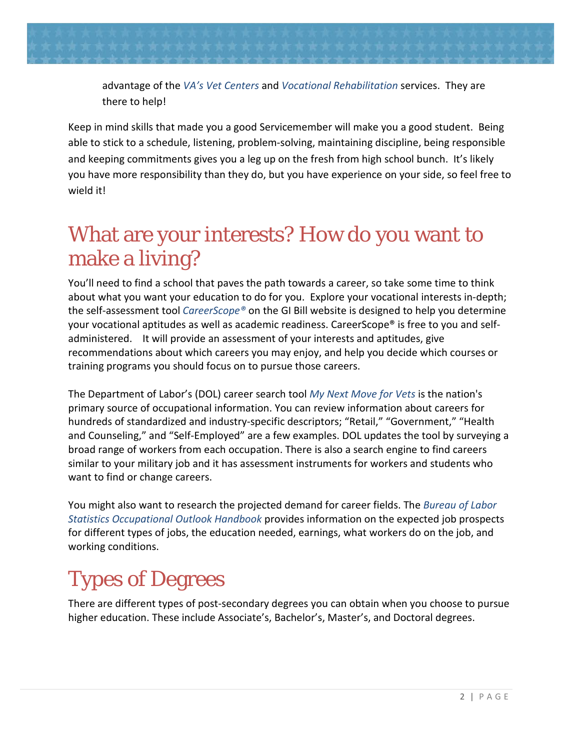advantage of the *VA's Vet Centers* and *Vocational Rehabilitation* services. They are there to help!

Keep in mind skills that made you a good Servicemember will make you a good student. Being able to stick to a schedule, listening, problem-solving, maintaining discipline, being responsible and keeping commitments gives you a leg up on the fresh from high school bunch. It's likely you have more responsibility than they do, but you have experience on your side, so feel free to wield it!

# What are your interests? How do you want to make a living?

You'll need to find a school that paves the path towards a career, so take some time to think about what you want your education to do for you. Explore your vocational interests in-depth; the self-assessment tool *CareerScope®* on the GI Bill website is designed to help you determine your vocational aptitudes as well as academic readiness. CareerScope® is free to you and self-administered. It will provide an assessment of your interests and aptitudes, give recommendations about which careers you may enjoy, and help you decide which courses or training programs you should focus on to pursue those careers.

The Department of Labor's (DOL) career search tool *My Next Move for Vets* is the nation's primary source of occupational information. You can review information about careers for hundreds of standardized and industry-specific descriptors; "Retail," "Government," "Health and Counseling," and "Self-Employed" are a few examples. DOL updates the tool by surveying a broad range of workers from each occupation. There is also a search engine to find careers similar to your military job and it has assessment instruments for workers and students who want to find or change careers.

You might also want to research the projected demand for career fields. The *Bureau of Labor Statistics Occupational Outlook Handbook* provides information on the expected job prospects for different types of jobs, the education needed, earnings, what workers do on the job, and working conditions.

# Types of Degrees

There are different types of post-secondary degrees you can obtain when you choose to pursue higher education. These include Associate's, Bachelor's, Master's, and Doctoral degrees.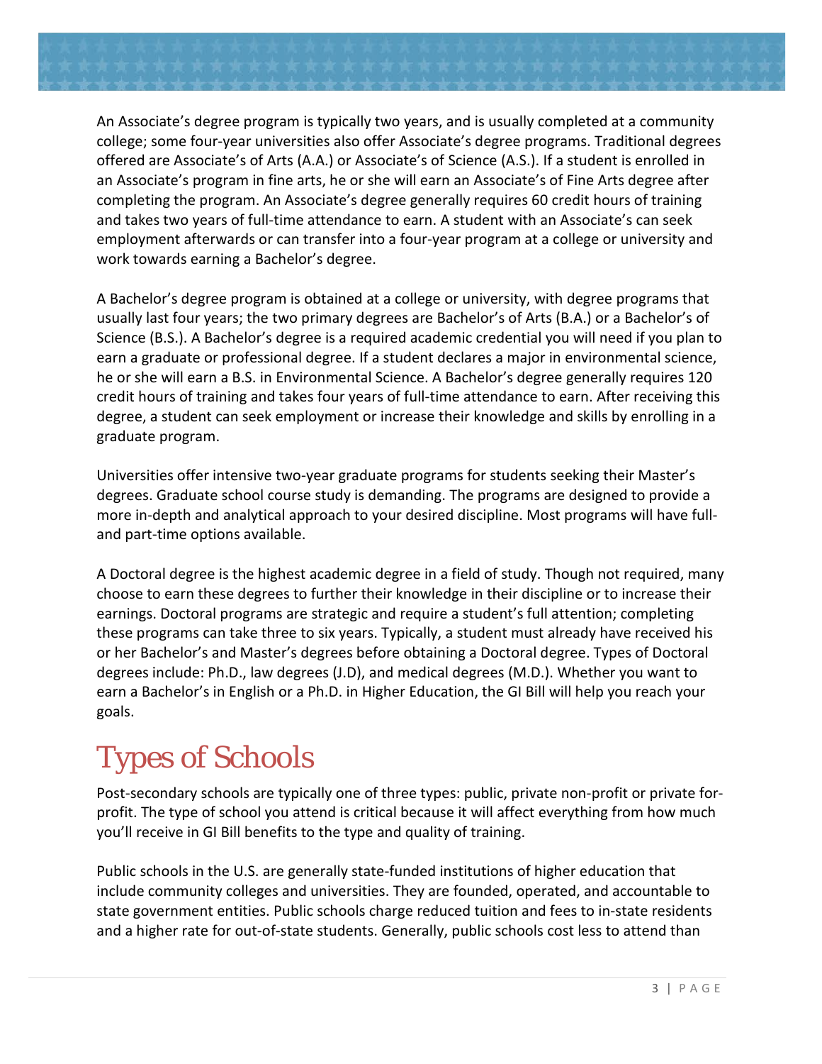An Associate's degree program is typically two years, and is usually completed at a community college; some four-year universities also offer Associate's degree programs. Traditional degrees offered are Associate's of Arts (A.A.) or Associate's of Science (A.S.). If a student is enrolled in an Associate's program in fine arts, he or she will earn an Associate's of Fine Arts degree after completing the program. An Associate's degree generally requires 60 credit hours of training and takes two years of full-time attendance to earn. A student with an Associate's can seek employment afterwards or can transfer into a four-year program at a college or university and work towards earning a Bachelor's degree.

A Bachelor's degree program is obtained at a college or university, with degree programs that usually last four years; the two primary degrees are Bachelor's of Arts (B.A.) or a Bachelor's of Science (B.S.). A Bachelor's degree is a required academic credential you will need if you plan to earn a graduate or professional degree. If a student declares a major in environmental science, he or she will earn a B.S. in Environmental Science. A Bachelor's degree generally requires 120 credit hours of training and takes four years of full-time attendance to earn. After receiving this degree, a student can seek employment or increase their knowledge and skills by enrolling in a graduate program.

Universities offer intensive two-year graduate programs for students seeking their Master's degrees. Graduate school course study is demanding. The programs are designed to provide a more in-depth and analytical approach to your desired discipline. Most programs will have full- and part-time options available.

A Doctoral degree is the highest academic degree in a field of study. Though not required, many choose to earn these degrees to further their knowledge in their discipline or to increase their earnings. Doctoral programs are strategic and require a student's full attention; completing these programs can take three to six years. Typically, a student must already have received his or her Bachelor's and Master's degrees before obtaining a Doctoral degree. Types of Doctoral degrees include: Ph.D., law degrees (J.D), and medical degrees (M.D.). Whether you want to earn a Bachelor's in English or a Ph.D. in Higher Education, the GI Bill will help you reach your goals.

# Types of Schools

Post-secondary schools are typically one of three types: public, private non-profit or private for-profit. The type of school you attend is critical because it will affect everything from how much you'll receive in GI Bill benefits to the type and quality of training.

Public schools in the U.S. are generally state-funded institutions of higher education that include community colleges and universities. They are founded, operated, and accountable to state government entities. Public schools charge reduced tuition and fees to in-state residents and a higher rate for out-of-state students. Generally, public schools cost less to attend than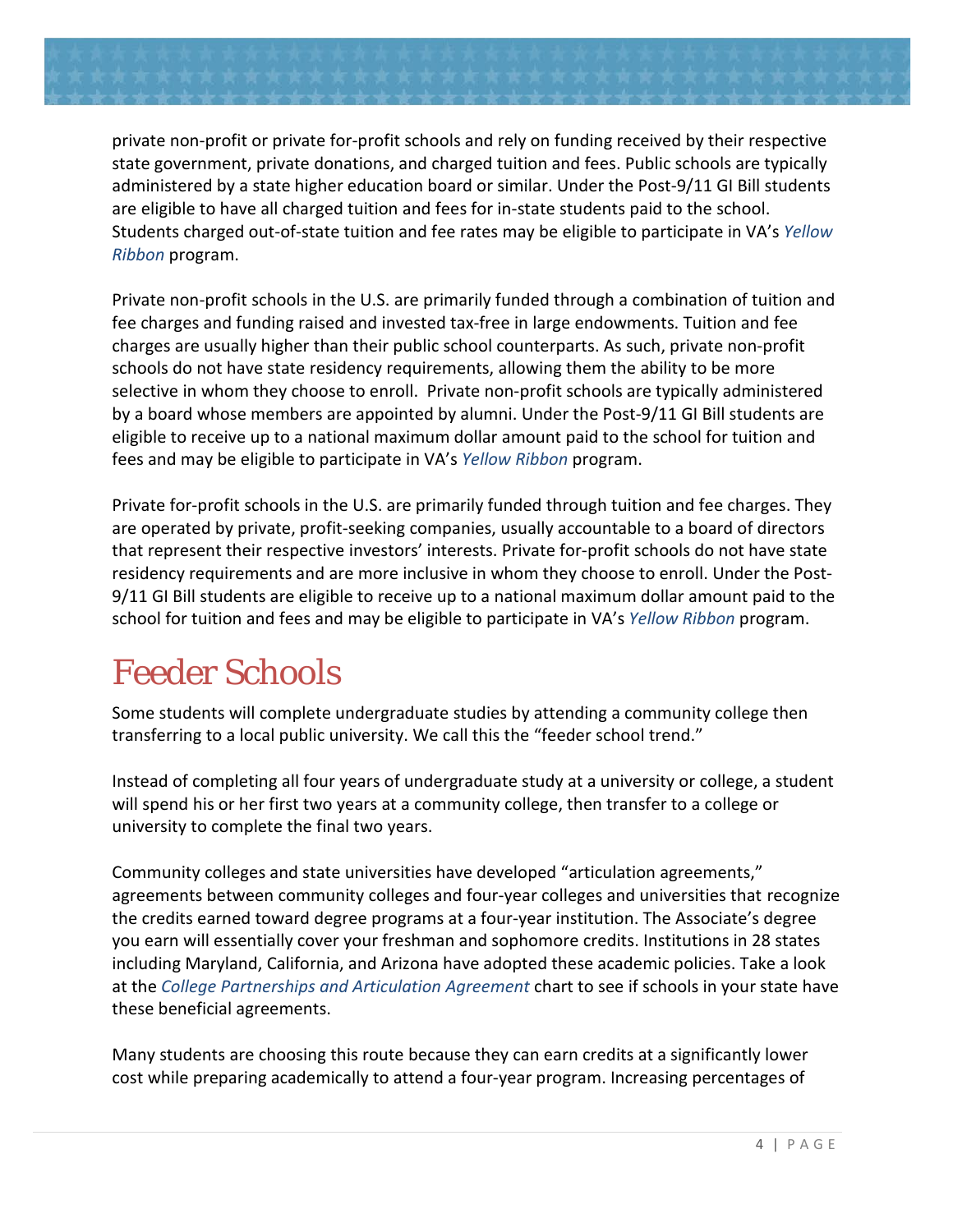private non-profit or private for-profit schools and rely on funding received by their respective state government, private donations, and charged tuition and fees. Public schools are typically administered by a state higher education board or similar. Under the Post-9/11 GI Bill students are eligible to have all charged tuition and fees for in-state students paid to the school. Students charged out-of-state tuition and fee rates may be eligible to participate in VA's *Yellow Ribbon* program.

Private non-profit schools in the U.S. are primarily funded through a combination of tuition and fee charges and funding raised and invested tax-free in large endowments. Tuition and fee charges are usually higher than their public school counterparts. As such, private non-profit schools do not have state residency requirements, allowing them the ability to be more selective in whom they choose to enroll. Private non-profit schools are typically administered by a board whose members are appointed by alumni. Under the Post-9/11 GI Bill students are eligible to receive up to a national maximum dollar amount paid to the school for tuition and fees and may be eligible to participate in VA's *Yellow Ribbon* program.

Private for-profit schools in the U.S. are primarily funded through tuition and fee charges. They are operated by private, profit-seeking companies, usually accountable to a board of directors that represent their respective investors' interests. Private for-profit schools do not have state residency requirements and are more inclusive in whom they choose to enroll. Under the Post-9/11 GI Bill students are eligible to receive up to a national maximum dollar amount paid to the school for tuition and fees and may be eligible to participate in VA's *Yellow Ribbon* program.

# Feeder Schools

Some students will complete undergraduate studies by attending a community college then transferring to a local public university. We call this the "feeder school trend."

Instead of completing all four years of undergraduate study at a university or college, a student will spend his or her first two years at a community college, then transfer to a college or university to complete the final two years.

Community colleges and state universities have developed "articulation agreements," agreements between community colleges and four-year colleges and universities that recognize the credits earned toward degree programs at a four-year institution. The Associate's degree you earn will essentially cover your freshman and sophomore credits. Institutions in 28 states including Maryland, California, and Arizona have adopted these academic policies. Take a look at the *College Partnerships and Articulation Agreement* chart to see if schools in your state have these beneficial agreements.

Many students are choosing this route because they can earn credits at a significantly lower cost while preparing academically to attend a four-year program. Increasing percentages of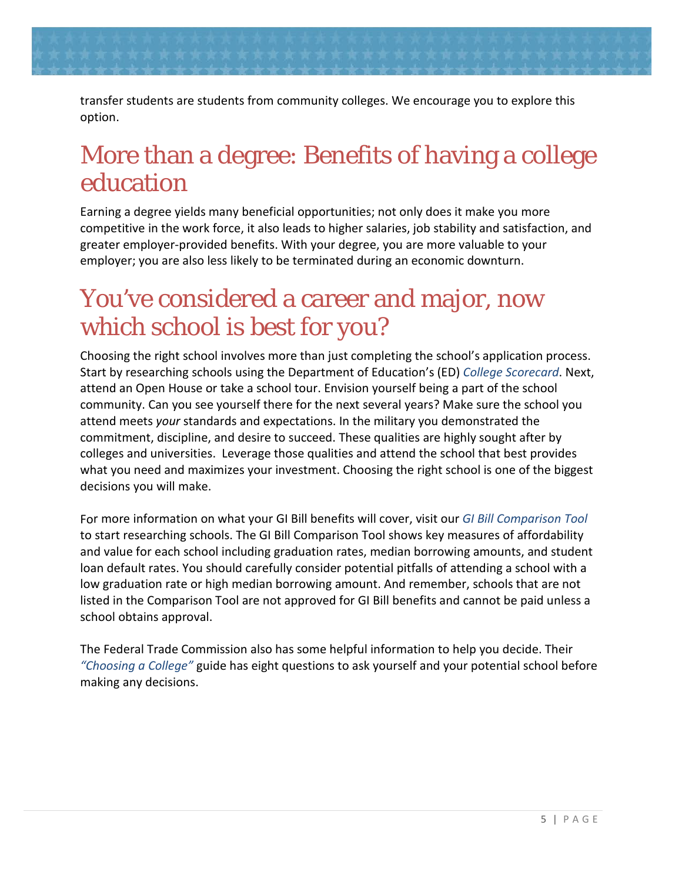transfer students are students from community colleges. We encourage you to explore this option.

## More than a degree: Benefits of having a college education

Earning a degree yields many beneficial opportunities; not only does it make you more competitive in the work force, it also leads to higher salaries, job stability and satisfaction, and greater employer-provided benefits. With your degree, you are more valuable to your employer; you are also less likely to be terminated during an economic downturn.

## You've considered a career and major, now which school is best for you?

Choosing the right school involves more than just completing the school's application process. Start by researching schools using the Department of Education's (ED) *College Scorecard*. Next, attend an Open House or take a school tour. Envision yourself being a part of the school community. Can you see yourself there for the next several years? Make sure the school you attend meets *your* standards and expectations. In the military you demonstrated the commitment, discipline, and desire to succeed. These qualities are highly sought after by colleges and universities. Leverage those qualities and attend the school that best provides what you need and maximizes your investment. Choosing the right school is one of the biggest decisions you will make.

For more information on what your GI Bill benefits will cover, visit our *GI Bill Comparison Tool* to start researching schools. The GI Bill Comparison Tool shows key measures of affordability and value for each school including graduation rates, median borrowing amounts, and student loan default rates. You should carefully consider potential pitfalls of attending a school with a low graduation rate or high median borrowing amount. And remember, schools that are not listed in the Comparison Tool are not approved for GI Bill benefits and cannot be paid unless a school obtains approval.

The Federal Trade Commission also has some helpful information to help you decide. Their *"Choosing a College"* guide has eight questions to ask yourself and your potential school before making any decisions.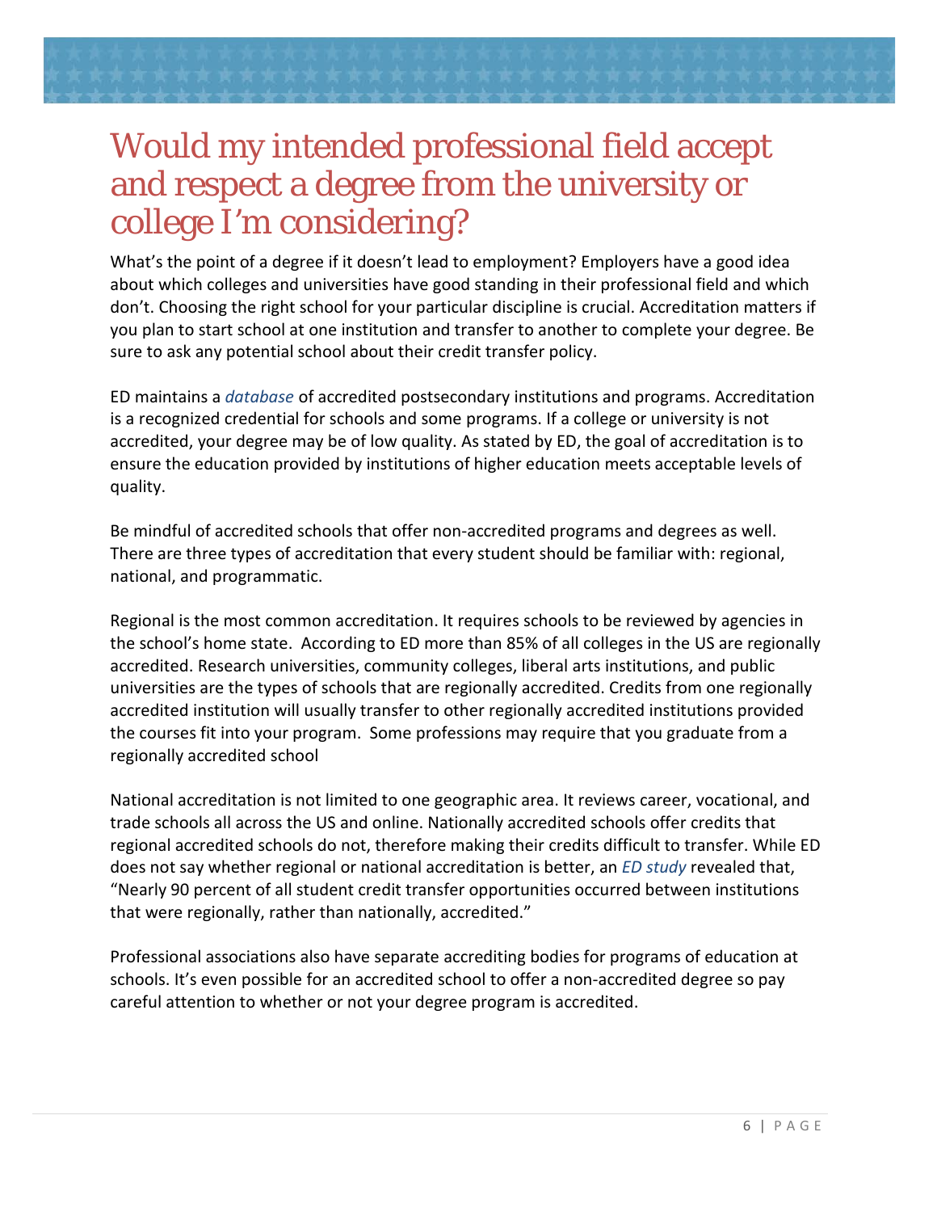# Would my intended professional field accept and respect a degree from the university or college I'm considering?

What's the point of a degree if it doesn't lead to employment? Employers have a good idea about which colleges and universities have good standing in their professional field and which don't. Choosing the right school for your particular discipline is crucial. Accreditation matters if you plan to start school at one institution and transfer to another to complete your degree. Be sure to ask any potential school about their credit transfer policy.

ED maintains a *database* of accredited postsecondary institutions and programs. Accreditation is a recognized credential for schools and some programs. If a college or university is not accredited, your degree may be of low quality. As stated by ED, the goal of accreditation is to ensure the education provided by institutions of higher education meets acceptable levels of quality.

Be mindful of accredited schools that offer non-accredited programs and degrees as well. There are three types of accreditation that every student should be familiar with: regional, national, and programmatic.

Regional is the most common accreditation. It requires schools to be reviewed by agencies in the school's home state. According to ED more than 85% of all colleges in the US are regionally accredited. Research universities, community colleges, liberal arts institutions, and public universities are the types of schools that are regionally accredited. Credits from one regionally accredited institution will usually transfer to other regionally accredited institutions provided the courses fit into your program. Some professions may require that you graduate from a regionally accredited school

National accreditation is not limited to one geographic area. It reviews career, vocational, and trade schools all across the US and online. Nationally accredited schools offer credits that regional accredited schools do not, therefore making their credits difficult to transfer. While ED does not say whether regional or national accreditation is better, an *ED study* revealed that, "Nearly 90 percent of all student credit transfer opportunities occurred between institutions that were regionally, rather than nationally, accredited."

Professional associations also have separate accrediting bodies for programs of education at schools. It's even possible for an accredited school to offer a non-accredited degree so pay careful attention to whether or not your degree program is accredited.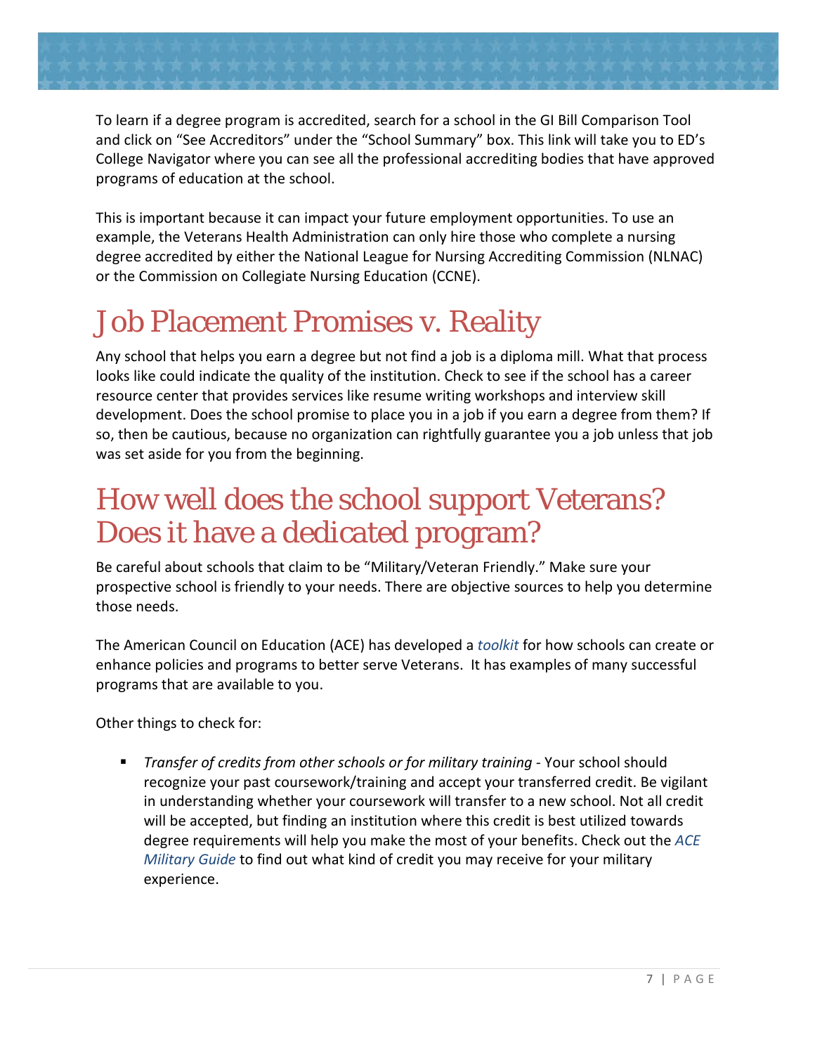To learn if a degree program is accredited, search for a school in the GI Bill Comparison Tool and click on "See Accreditors" under the "School Summary" box. This link will take you to ED's College Navigator where you can see all the professional accrediting bodies that have approved programs of education at the school.

This is important because it can impact your future employment opportunities. To use an example, the Veterans Health Administration can only hire those who complete a nursing degree accredited by either the National League for Nursing Accrediting Commission (NLNAC) or the Commission on Collegiate Nursing Education (CCNE).

# Job Placement Promises v. Reality

Any school that helps you earn a degree but not find a job is a diploma mill. What that process looks like could indicate the quality of the institution. Check to see if the school has a career resource center that provides services like resume writing workshops and interview skill development. Does the school promise to place you in a job if you earn a degree from them? If so, then be cautious, because no organization can rightfully guarantee you a job unless that job was set aside for you from the beginning.

# How well does the school support Veterans? Does it have a dedicated program?

Be careful about schools that claim to be "Military/Veteran Friendly." Make sure your prospective school is friendly to your needs. There are objective sources to help you determine those needs.

The American Council on Education (ACE) has developed a *toolkit* for how schools can create or enhance policies and programs to better serve Veterans. It has examples of many successful programs that are available to you.

Other things to check for:

- *Transfer of credits from other schools or for military training* - Your school should recognize your past coursework/training and accept your transferred credit. Be vigilant in understanding whether your coursework will transfer to a new school. Not all credit will be accepted, but finding an institution where this credit is best utilized towards degree requirements will help you make the most of your benefits. Check out the *ACE Military Guide* to find out what kind of credit you may receive for your military experience.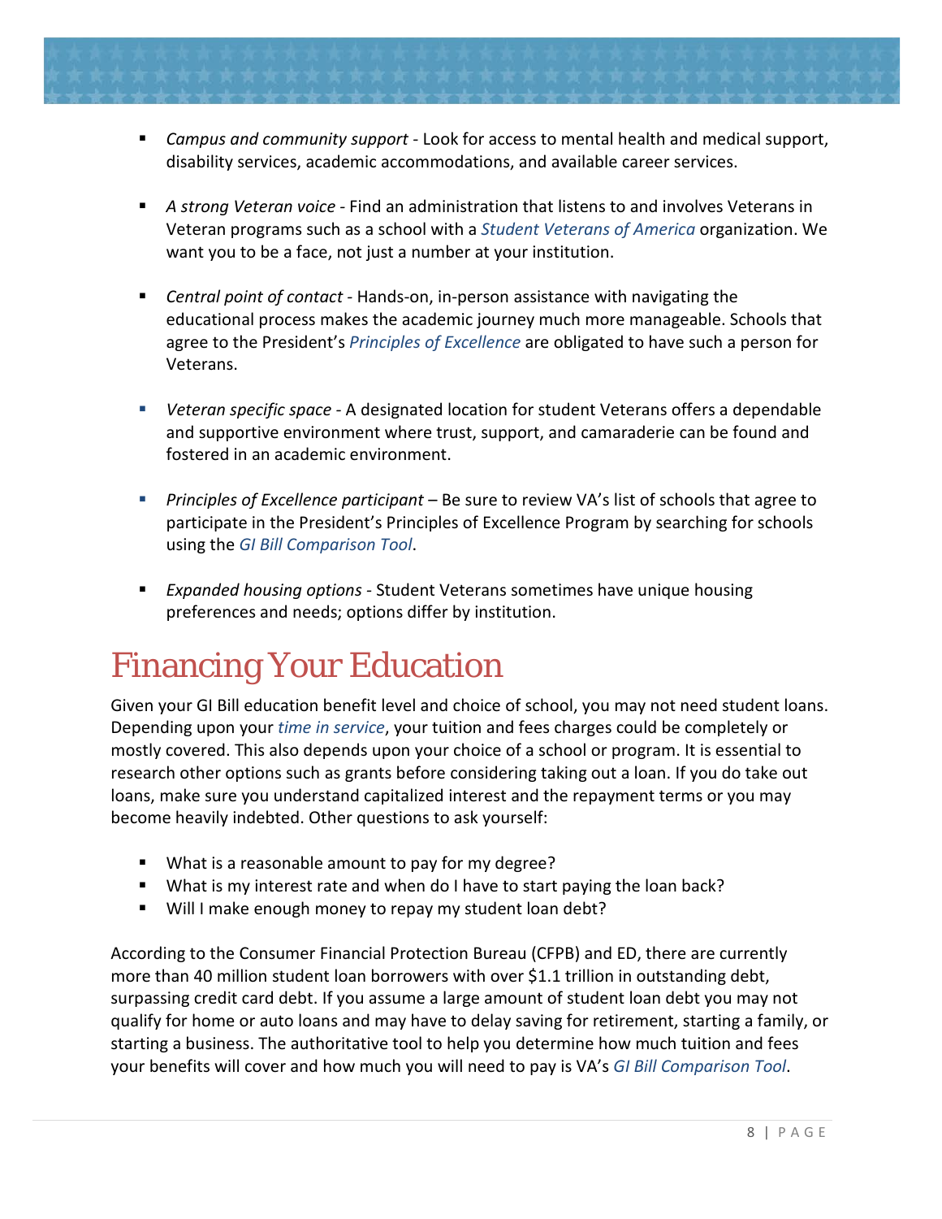- *Campus and community support* - Look for access to mental health and medical support, disability services, academic accommodations, and available career services.

- *A strong Veteran voice* - Find an administration that listens to and involves Veterans in Veteran programs such as a school with a *Student Veterans of America* organization. We want you to be a face, not just a number at your institution.

- *Central point of contact* - Hands-on, in-person assistance with navigating the educational process makes the academic journey much more manageable. Schools that agree to the President's *Principles of Excellence* are obligated to have such a person for Veterans.

- *Veteran specific space* - A designated location for student Veterans offers a dependable and supportive environment where trust, support, and camaraderie can be found and fostered in an academic environment.

- *Principles of Excellence participant* – Be sure to review VA's list of schools that agree to participate in the President's Principles of Excellence Program by searching for schools using the *GI Bill Comparison Tool*.

- *Expanded housing options* - Student Veterans sometimes have unique housing preferences and needs; options differ by institution.

# Financing Your Education

Given your GI Bill education benefit level and choice of school, you may not need student loans. Depending upon your *time in service*, your tuition and fees charges could be completely or mostly covered. This also depends upon your choice of a school or program. It is essential to research other options such as grants before considering taking out a loan. If you do take out loans, make sure you understand capitalized interest and the repayment terms or you may become heavily indebted. Other questions to ask yourself:

- What is a reasonable amount to pay for my degree?
- What is my interest rate and when do I have to start paying the loan back?
- Will I make enough money to repay my student loan debt?

According to the Consumer Financial Protection Bureau (CFPB) and ED, there are currently more than 40 million student loan borrowers with over $1.1 trillion in outstanding debt, surpassing credit card debt. If you assume a large amount of student loan debt you may not qualify for home or auto loans and may have to delay saving for retirement, starting a family, or starting a business. The authoritative tool to help you determine how much tuition and fees your benefits will cover and how much you will need to pay is VA's *GI Bill Comparison Tool*.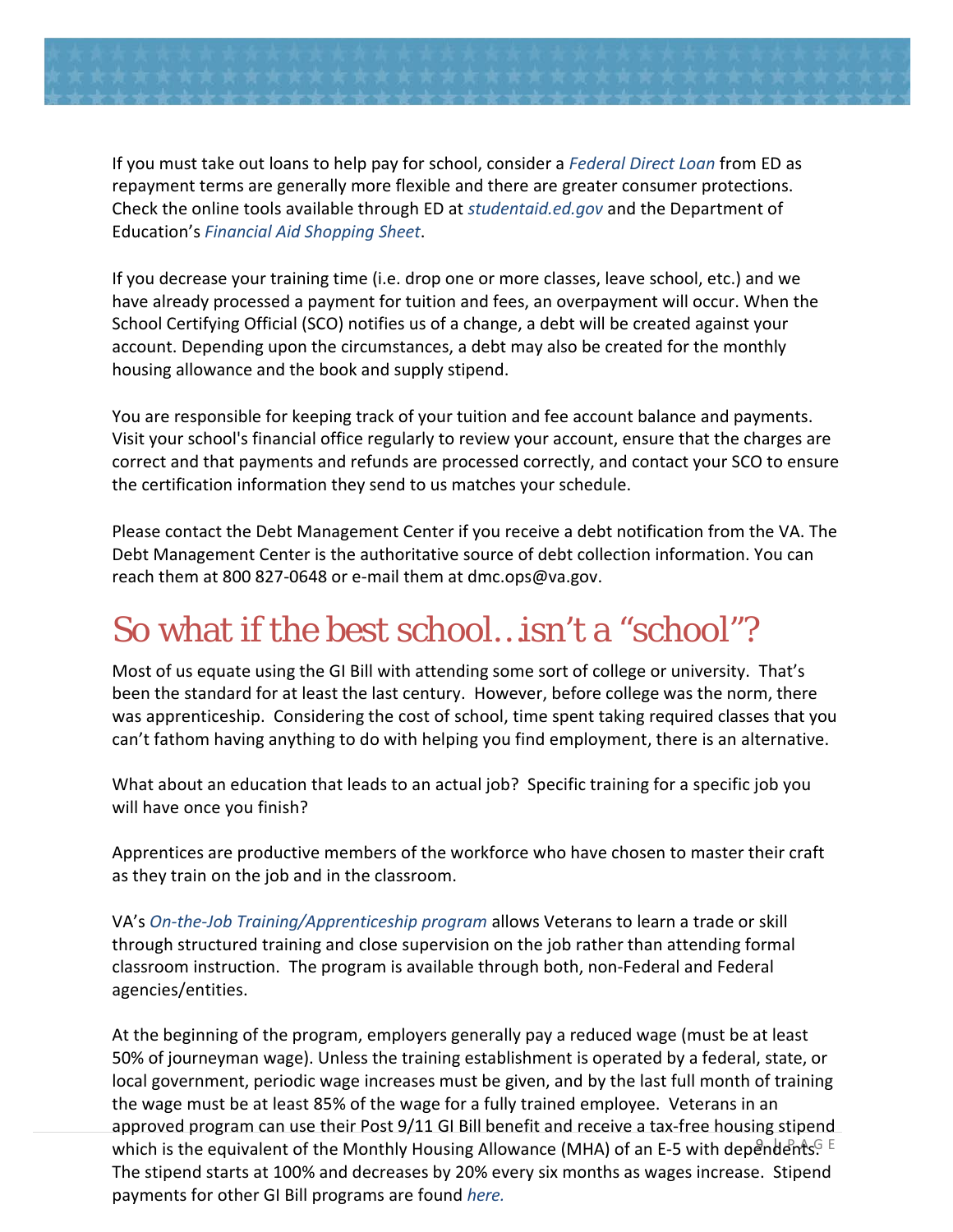If you must take out loans to help pay for school, consider a *Federal Direct Loan* from ED as repayment terms are generally more flexible and there are greater consumer protections. Check the online tools available through ED at *studentaid.ed.gov* and the Department of Education's *Financial Aid Shopping Sheet*.

If you decrease your training time (i.e. drop one or more classes, leave school, etc.) and we have already processed a payment for tuition and fees, an overpayment will occur. When the School Certifying Official (SCO) notifies us of a change, a debt will be created against your account. Depending upon the circumstances, a debt may also be created for the monthly housing allowance and the book and supply stipend.

You are responsible for keeping track of your tuition and fee account balance and payments. Visit your school's financial office regularly to review your account, ensure that the charges are correct and that payments and refunds are processed correctly, and contact your SCO to ensure the certification information they send to us matches your schedule.

Please contact the Debt Management Center if you receive a debt notification from the VA. The Debt Management Center is the authoritative source of debt collection information. You can reach them at 800 827-0648 or e-mail them at dmc.ops@va.gov.

# So what if the best school…isn't a "school"?

Most of us equate using the GI Bill with attending some sort of college or university. That's been the standard for at least the last century. However, before college was the norm, there was apprenticeship. Considering the cost of school, time spent taking required classes that you can't fathom having anything to do with helping you find employment, there is an alternative.

What about an education that leads to an actual job? Specific training for a specific job you will have once you finish?

Apprentices are productive members of the workforce who have chosen to master their craft as they train on the job and in the classroom.

VA's *On-the-Job Training/Apprenticeship program* allows Veterans to learn a trade or skill through structured training and close supervision on the job rather than attending formal classroom instruction. The program is available through both, non-Federal and Federal agencies/entities.

At the beginning of the program, employers generally pay a reduced wage (must be at least 50% of journeyman wage). Unless the training establishment is operated by a federal, state, or local government, periodic wage increases must be given, and by the last full month of training the wage must be at least 85% of the wage for a fully trained employee. Veterans in an approved program can use their Post 9/11 GI Bill benefit and receive a tax-free housing stipend which is the equivalent of the Monthly Housing Allowance (MHA) of an E-5 with dependents. The stipend starts at 100% and decreases by 20% every six months as wages increase. Stipend payments for other GI Bill programs are found *here.*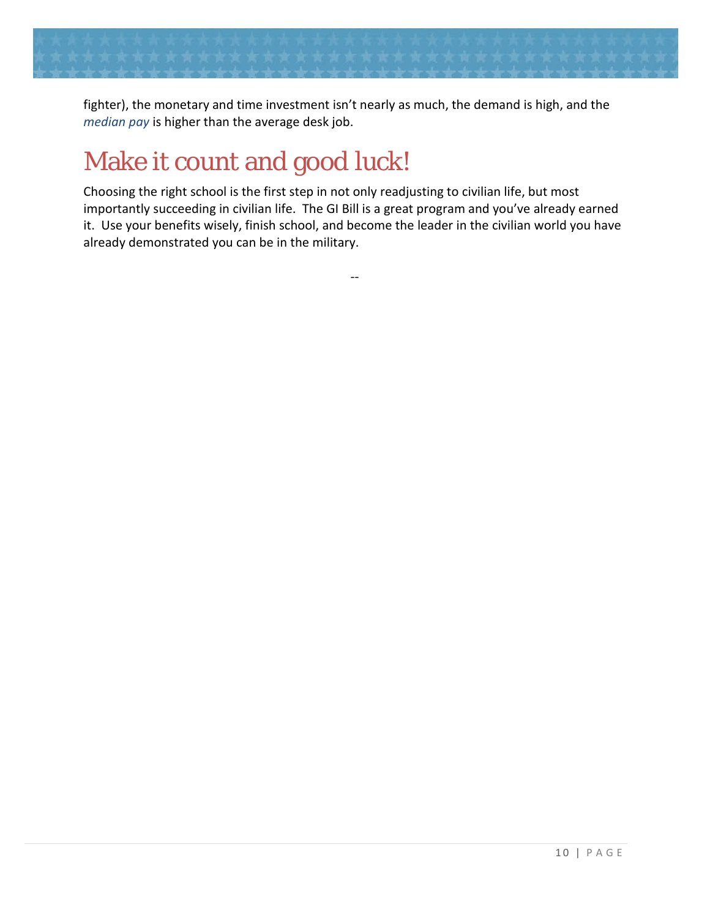fighter), the monetary and time investment isn't nearly as much, the demand is high, and the *median pay* is higher than the average desk job.

# Make it count and good luck!

Choosing the right school is the first step in not only readjusting to civilian life, but most importantly succeeding in civilian life. The GI Bill is a great program and you've already earned it. Use your benefits wisely, finish school, and become the leader in the civilian world you have already demonstrated you can be in the military.

--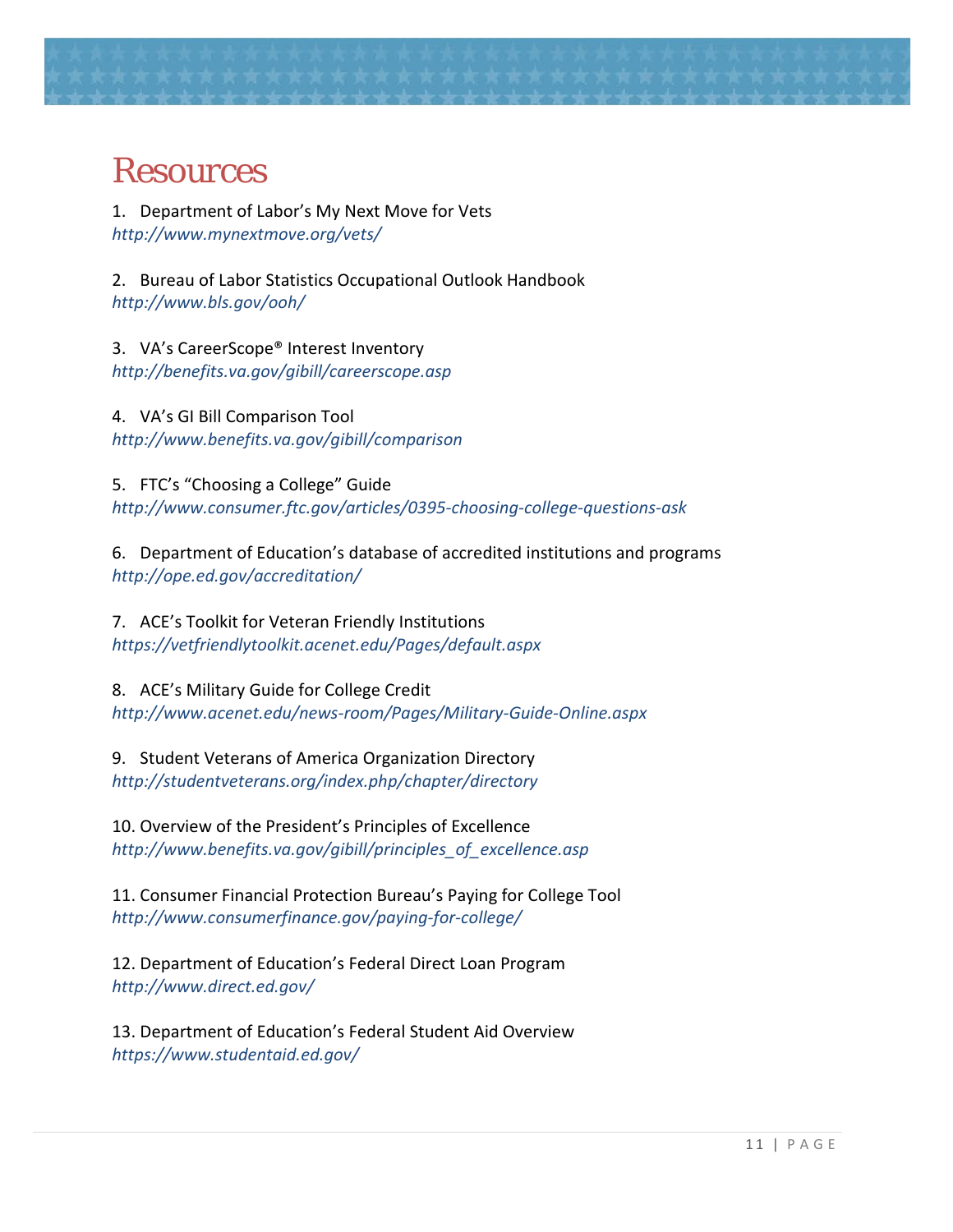# Resources

1. Department of Labor's My Next Move for Vets
*http://www.mynextmove.org/vets/*

2. Bureau of Labor Statistics Occupational Outlook Handbook
*http://www.bls.gov/ooh/*

3. VA's CareerScope® Interest Inventory
*http://benefits.va.gov/gibill/careerscope.asp*

4. VA's GI Bill Comparison Tool
*http://www.benefits.va.gov/gibill/comparison*

5. FTC's "Choosing a College" Guide
*http://www.consumer.ftc.gov/articles/0395-choosing-college-questions-ask*

6. Department of Education's database of accredited institutions and programs
*http://ope.ed.gov/accreditation/*

7. ACE's Toolkit for Veteran Friendly Institutions
*https://vetfriendlytoolkit.acenet.edu/Pages/default.aspx*

8. ACE's Military Guide for College Credit
*http://www.acenet.edu/news-room/Pages/Military-Guide-Online.aspx*

9. Student Veterans of America Organization Directory
*http://studentveterans.org/index.php/chapter/directory*

10. Overview of the President's Principles of Excellence
*http://www.benefits.va.gov/gibill/principles_of_excellence.asp*

11. Consumer Financial Protection Bureau's Paying for College Tool
*http://www.consumerfinance.gov/paying-for-college/*

12. Department of Education's Federal Direct Loan Program
*http://www.direct.ed.gov/*

13. Department of Education's Federal Student Aid Overview
*https://www.studentaid.ed.gov/*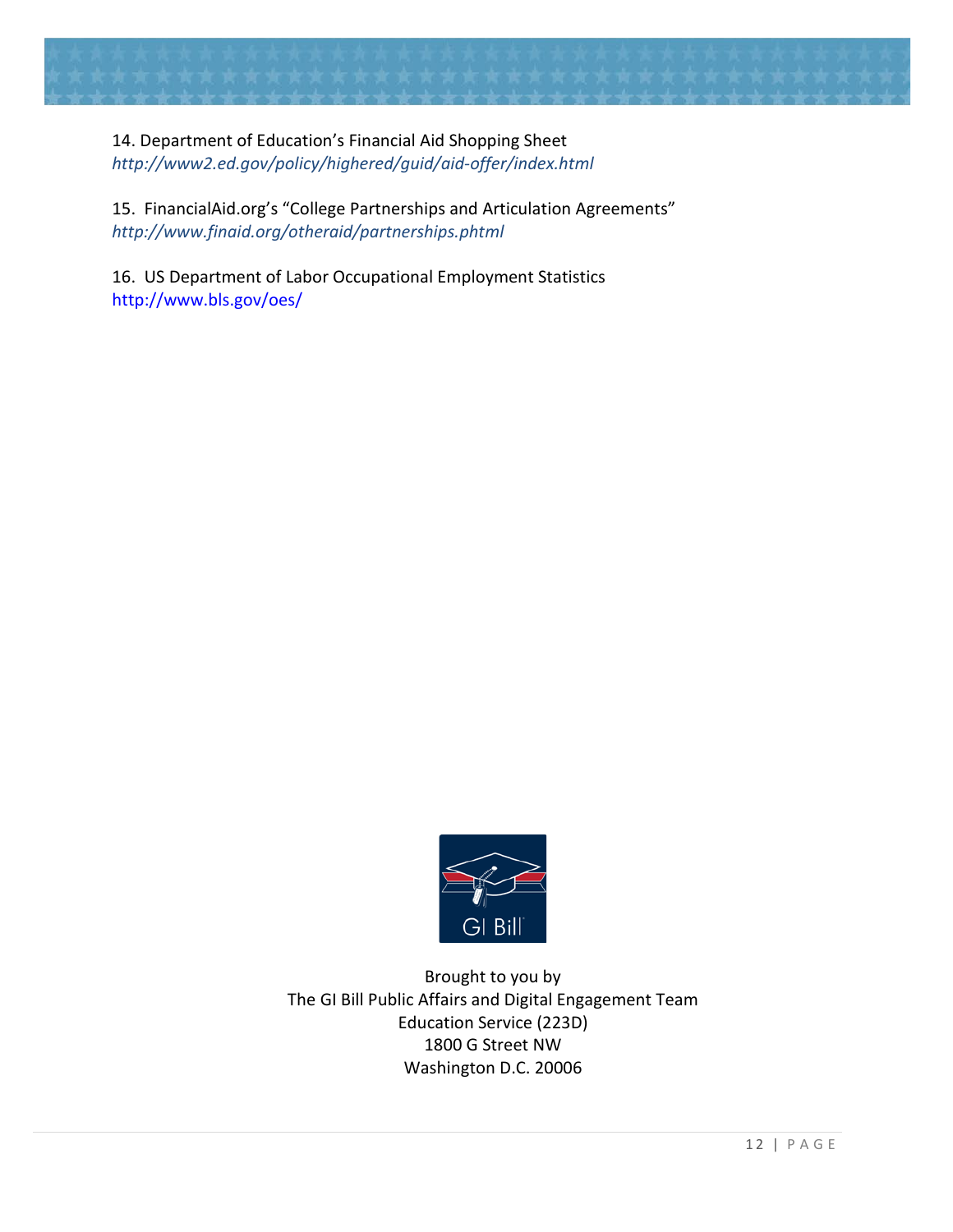14. Department of Education's Financial Aid Shopping Sheet
*http://www2.ed.gov/policy/highered/guid/aid-offer/index.html*

15. FinancialAid.org's "College Partnerships and Articulation Agreements"
*http://www.finaid.org/otheraid/partnerships.phtml*

16. US Department of Labor Occupational Employment Statistics
http://www.bls.gov/oes/

GI Bill

Brought to you by
The GI Bill Public Affairs and Digital Engagement Team
Education Service (223D)
1800 G Street NW
Washington D.C. 20006